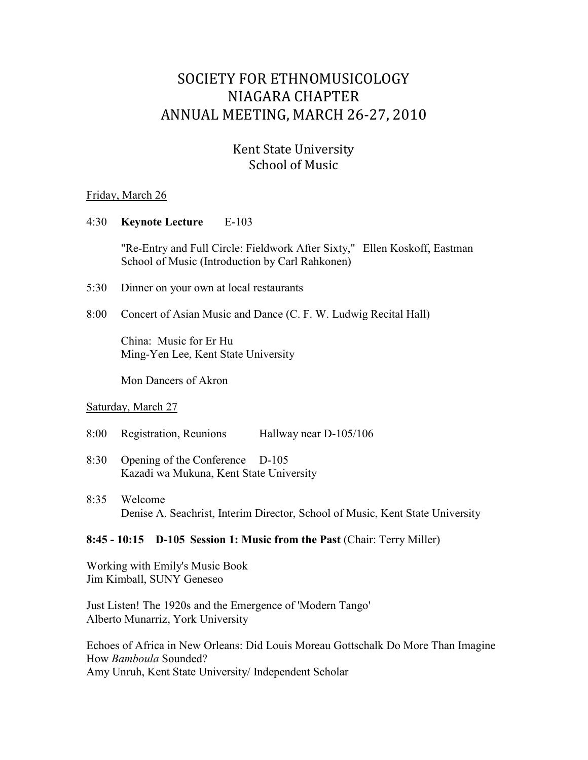# SOCIETY FOR ETHNOMUSICOLOGY
# NIAGARA CHAPTER
# ANNUAL MEETING, MARCH 26-27, 2010

## Kent State University
## School of Music

Friday, March 26

4:30 **Keynote Lecture** E-103

"Re-Entry and Full Circle: Fieldwork After Sixty," Ellen Koskoff, Eastman School of Music (Introduction by Carl Rahkonen)

5:30 Dinner on your own at local restaurants

8:00 Concert of Asian Music and Dance (C. F. W. Ludwig Recital Hall)

China: Music for Er Hu
Ming-Yen Lee, Kent State University

Mon Dancers of Akron

Saturday, March 27

8:00 Registration, Reunions Hallway near D-105/106

8:30 Opening of the Conference D-105
Kazadi wa Mukuna, Kent State University

8:35 Welcome
Denise A. Seachrist, Interim Director, School of Music, Kent State University

**8:45 - 10:15 D-105 Session 1: Music from the Past** (Chair: Terry Miller)

Working with Emily's Music Book
Jim Kimball, SUNY Geneseo

Just Listen! The 1920s and the Emergence of 'Modern Tango'
Alberto Munarriz, York University

Echoes of Africa in New Orleans: Did Louis Moreau Gottschalk Do More Than Imagine How *Bamboula* Sounded?
Amy Unruh, Kent State University/ Independent Scholar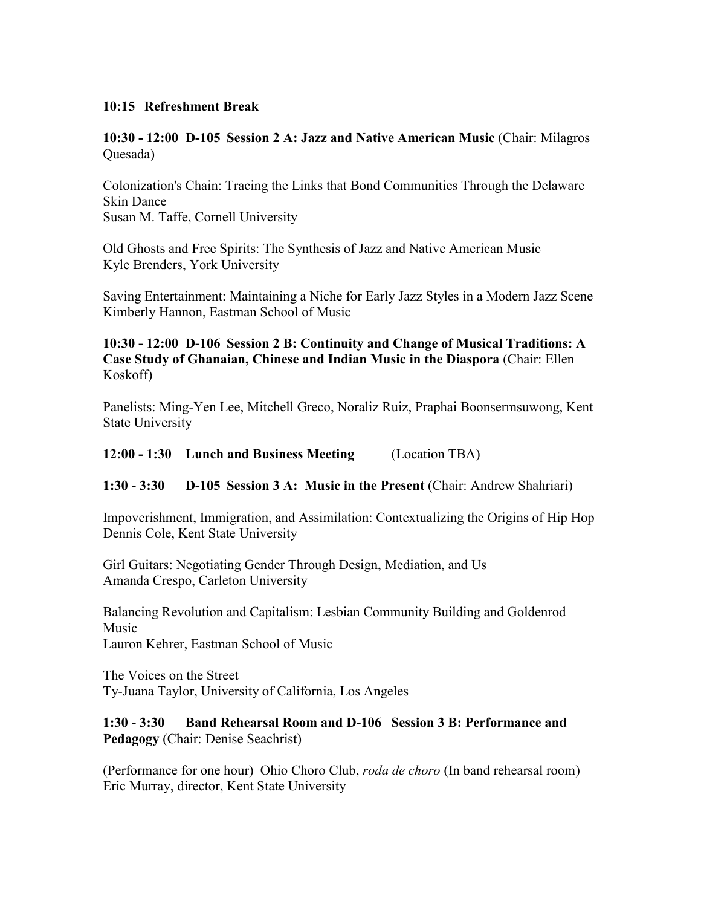**10:15 Refreshment Break**

**10:30 - 12:00 D-105 Session 2 A: Jazz and Native American Music** (Chair: Milagros Quesada)

Colonization's Chain: Tracing the Links that Bond Communities Through the Delaware Skin Dance
Susan M. Taffe, Cornell University

Old Ghosts and Free Spirits: The Synthesis of Jazz and Native American Music
Kyle Brenders, York University

Saving Entertainment: Maintaining a Niche for Early Jazz Styles in a Modern Jazz Scene
Kimberly Hannon, Eastman School of Music

**10:30 - 12:00 D-106 Session 2 B: Continuity and Change of Musical Traditions: A Case Study of Ghanaian, Chinese and Indian Music in the Diaspora** (Chair: Ellen Koskoff)

Panelists: Ming-Yen Lee, Mitchell Greco, Noraliz Ruiz, Praphai Boonsermsuwong, Kent State University

**12:00 - 1:30 Lunch and Business Meeting** (Location TBA)

**1:30 - 3:30 D-105 Session 3 A: Music in the Present** (Chair: Andrew Shahriari)

Impoverishment, Immigration, and Assimilation: Contextualizing the Origins of Hip Hop
Dennis Cole, Kent State University

Girl Guitars: Negotiating Gender Through Design, Mediation, and Us
Amanda Crespo, Carleton University

Balancing Revolution and Capitalism: Lesbian Community Building and Goldenrod Music
Lauron Kehrer, Eastman School of Music

The Voices on the Street
Ty-Juana Taylor, University of California, Los Angeles

**1:30 - 3:30 Band Rehearsal Room and D-106 Session 3 B: Performance and Pedagogy** (Chair: Denise Seachrist)

(Performance for one hour) Ohio Choro Club, *roda de choro* (In band rehearsal room)
Eric Murray, director, Kent State University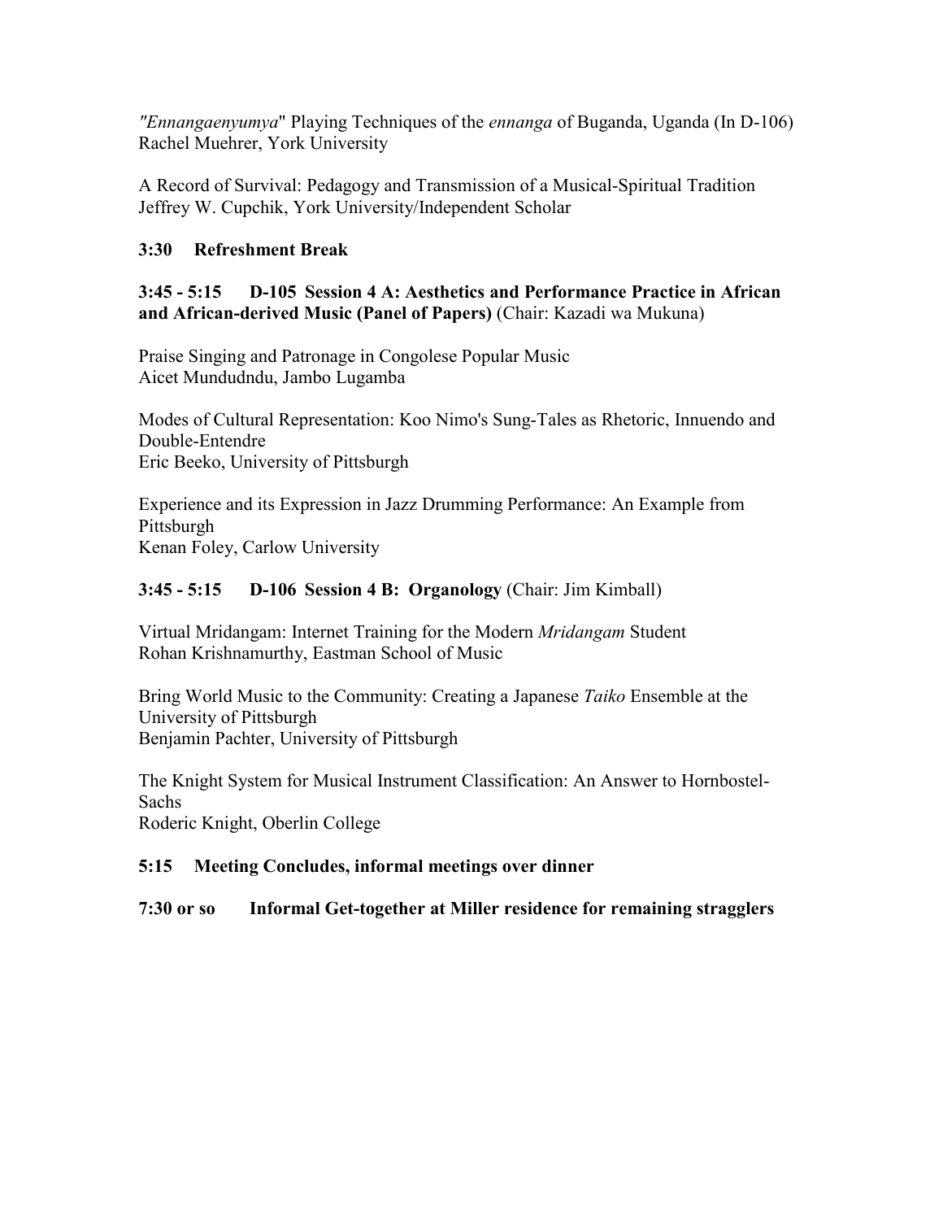*"Ennangaenyumya*" Playing Techniques of the *ennanga* of Buganda, Uganda (In D-106)
Rachel Muehrer, York University

A Record of Survival: Pedagogy and Transmission of a Musical-Spiritual Tradition
Jeffrey W. Cupchik, York University/Independent Scholar

**3:30 Refreshment Break**

**3:45 - 5:15 D-105 Session 4 A: Aesthetics and Performance Practice in African and African-derived Music (Panel of Papers)** (Chair: Kazadi wa Mukuna)

Praise Singing and Patronage in Congolese Popular Music
Aicet Mundudndu, Jambo Lugamba

Modes of Cultural Representation: Koo Nimo's Sung-Tales as Rhetoric, Innuendo and Double-Entendre
Eric Beeko, University of Pittsburgh

Experience and its Expression in Jazz Drumming Performance: An Example from Pittsburgh
Kenan Foley, Carlow University

**3:45 - 5:15 D-106 Session 4 B: Organology** (Chair: Jim Kimball)

Virtual Mridangam: Internet Training for the Modern *Mridangam* Student
Rohan Krishnamurthy, Eastman School of Music

Bring World Music to the Community: Creating a Japanese *Taiko* Ensemble at the University of Pittsburgh
Benjamin Pachter, University of Pittsburgh

The Knight System for Musical Instrument Classification: An Answer to Hornbostel-Sachs
Roderic Knight, Oberlin College

**5:15 Meeting Concludes, informal meetings over dinner**

**7:30 or so Informal Get-together at Miller residence for remaining stragglers**